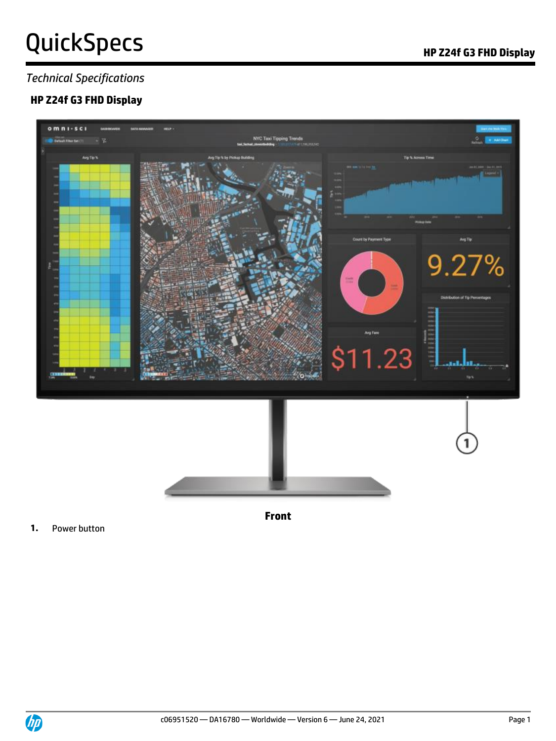# QuickSpecs

## HP Z24f G3 FHD Display

*Technical Specifications*

### HP Z24f G3 FHD Display

**Front**

1. Power button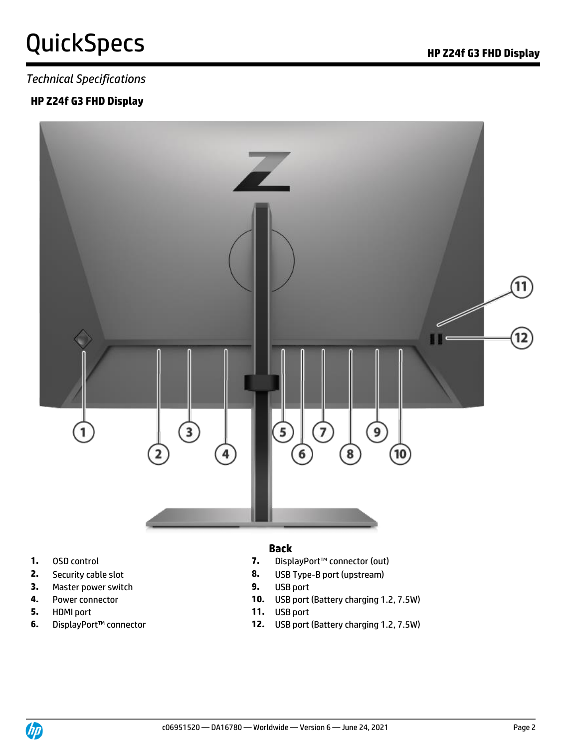*Technical Specifications*

## HP Z24f G3 FHD Display

### Back

1. OSD control
2. Security cable slot
3. Master power switch
4. Power connector
5. HDMI port
6. DisplayPort™ connector
7. DisplayPort™ connector (out)
8. USB Type-B port (upstream)
9. USB port
10. USB port (Battery charging 1.2, 7.5W)
11. USB port
12. USB port (Battery charging 1.2, 7.5W)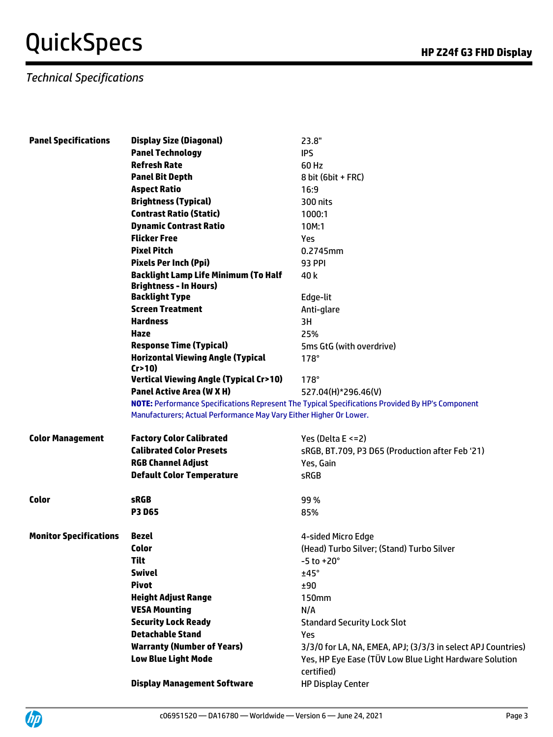*Technical Specifications*

| | | |
|---|---|---|
| **Panel Specifications** | **Display Size (Diagonal)** | 23.8" |
| | **Panel Technology** | IPS |
| | **Refresh Rate** | 60 Hz |
| | **Panel Bit Depth** | 8 bit (6bit + FRC) |
| | **Aspect Ratio** | 16:9 |
| | **Brightness (Typical)** | 300 nits |
| | **Contrast Ratio (Static)** | 1000:1 |
| | **Dynamic Contrast Ratio** | 10M:1 |
| | **Flicker Free** | Yes |
| | **Pixel Pitch** | 0.2745mm |
| | **Pixels Per Inch (Ppi)** | 93 PPI |
| | **Backlight Lamp Life Minimum (To Half Brightness - In Hours)** | 40 k |
| | **Backlight Type** | Edge-lit |
| | **Screen Treatment** | Anti-glare |
| | **Hardness** | 3H |
| | **Haze** | 25% |
| | **Response Time (Typical)** | 5ms GtG (with overdrive) |
| | **Horizontal Viewing Angle (Typical Cr>10)** | 178° |
| | **Vertical Viewing Angle (Typical Cr>10)** | 178° |
| | **Panel Active Area (W X H)** | 527.04(H)*296.46(V) |

**NOTE:** Performance Specifications Represent The Typical Specifications Provided By HP's Component Manufacturers; Actual Performance May Vary Either Higher Or Lower.

| | | |
|---|---|---|
| **Color Management** | **Factory Color Calibrated** | Yes (Delta E <=2) |
| | **Calibrated Color Presets** | sRGB, BT.709, P3 D65 (Production after Feb '21) |
| | **RGB Channel Adjust** | Yes, Gain |
| | **Default Color Temperature** | sRGB |
| **Color** | **sRGB** | 99 % |
| | **P3 D65** | 85% |
| **Monitor Specifications** | **Bezel** | 4-sided Micro Edge |
| | **Color** | (Head) Turbo Silver; (Stand) Turbo Silver |
| | **Tilt** | -5 to +20° |
| | **Swivel** | ±45° |
| | **Pivot** | ±90 |
| | **Height Adjust Range** | 150mm |
| | **VESA Mounting** | N/A |
| | **Security Lock Ready** | Standard Security Lock Slot |
| | **Detachable Stand** | Yes |
| | **Warranty (Number of Years)** | 3/3/0 for LA, NA, EMEA, APJ; (3/3/3 in select APJ Countries) |
| | **Low Blue Light Mode** | Yes, HP Eye Ease (TÜV Low Blue Light Hardware Solution certified) |
| | **Display Management Software** | HP Display Center |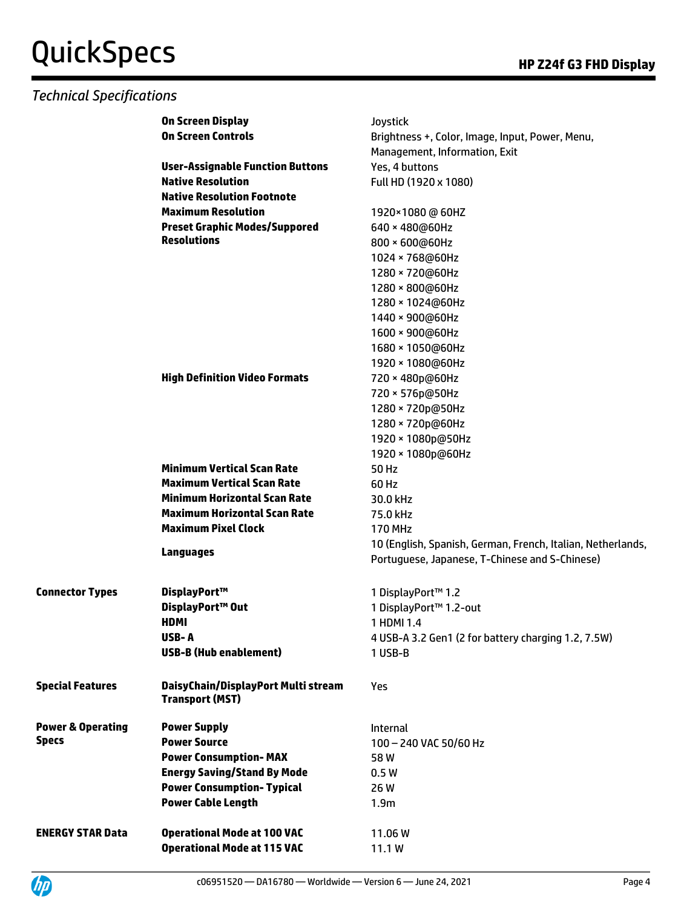*Technical Specifications*

| | | |
|---|---|---|
| | **On Screen Display** | Joystick |
| | **On Screen Controls** | Brightness +, Color, Image, Input, Power, Menu, Management, Information, Exit |
| | **User-Assignable Function Buttons** | Yes, 4 buttons |
| | **Native Resolution** | Full HD (1920 x 1080) |
| | **Native Resolution Footnote** | |
| | **Maximum Resolution** | 1920×1080 @ 60HZ |
| | **Preset Graphic Modes/Suppored Resolutions** | 640 × 480@60Hz<br>800 × 600@60Hz<br>1024 × 768@60Hz<br>1280 × 720@60Hz<br>1280 × 800@60Hz<br>1280 × 1024@60Hz<br>1440 × 900@60Hz<br>1600 × 900@60Hz<br>1680 × 1050@60Hz<br>1920 × 1080@60Hz |
| | **High Definition Video Formats** | 720 × 480p@60Hz<br>720 × 576p@50Hz<br>1280 × 720p@50Hz<br>1280 × 720p@60Hz<br>1920 × 1080p@50Hz<br>1920 × 1080p@60Hz |
| | **Minimum Vertical Scan Rate** | 50 Hz |
| | **Maximum Vertical Scan Rate** | 60 Hz |
| | **Minimum Horizontal Scan Rate** | 30.0 kHz |
| | **Maximum Horizontal Scan Rate** | 75.0 kHz |
| | **Maximum Pixel Clock** | 170 MHz |
| | **Languages** | 10 (English, Spanish, German, French, Italian, Netherlands, Portuguese, Japanese, T-Chinese and S-Chinese) |
| **Connector Types** | **DisplayPort™** | 1 DisplayPort™ 1.2 |
| | **DisplayPort™ Out** | 1 DisplayPort™ 1.2-out |
| | **HDMI** | 1 HDMI 1.4 |
| | **USB- A** | 4 USB-A 3.2 Gen1 (2 for battery charging 1.2, 7.5W) |
| | **USB-B (Hub enablement)** | 1 USB-B |
| **Special Features** | **DaisyChain/DisplayPort Multi stream Transport (MST)** | Yes |
| **Power & Operating Specs** | **Power Supply** | Internal |
| | **Power Source** | 100 – 240 VAC 50/60 Hz |
| | **Power Consumption- MAX** | 58 W |
| | **Energy Saving/Stand By Mode** | 0.5 W |
| | **Power Consumption- Typical** | 26 W |
| | **Power Cable Length** | 1.9m |
| **ENERGY STAR Data** | **Operational Mode at 100 VAC** | 11.06 W |
| | **Operational Mode at 115 VAC** | 11.1 W |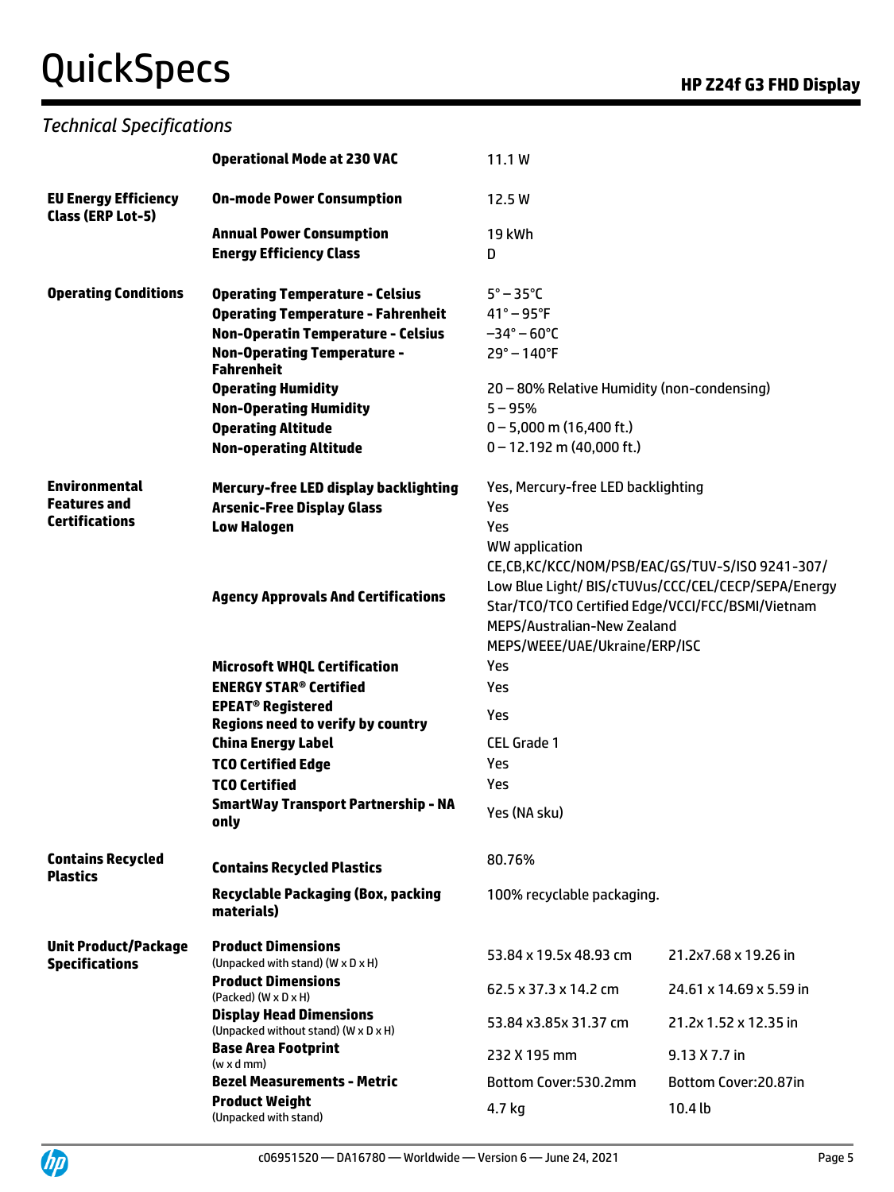## Technical Specifications

| | | | |
|---|---|---|---|
| | **Operational Mode at 230 VAC** | 11.1 W | |
| **EU Energy Efficiency Class (ERP Lot-5)** | **On-mode Power Consumption** | 12.5 W | |
| | **Annual Power Consumption** | 19 kWh | |
| | **Energy Efficiency Class** | D | |
| **Operating Conditions** | **Operating Temperature - Celsius** | 5° – 35°C | |
| | **Operating Temperature - Fahrenheit** | 41° – 95°F | |
| | **Non-Operatin Temperature - Celsius** | −34° – 60°C | |
| | **Non-Operating Temperature - Fahrenheit** | 29° – 140°F | |
| | **Operating Humidity** | 20 – 80% Relative Humidity (non-condensing) | |
| | **Non-Operating Humidity** | 5 – 95% | |
| | **Operating Altitude** | 0 – 5,000 m (16,400 ft.) | |
| | **Non-operating Altitude** | 0 – 12.192 m (40,000 ft.) | |
| **Environmental Features and Certifications** | **Mercury-free LED display backlighting** | Yes, Mercury-free LED backlighting | |
| | **Arsenic-Free Display Glass** | Yes | |
| | **Low Halogen** | Yes | |
| | **Agency Approvals And Certifications** | WW application CE,CB,KC/KCC/NOM/PSB/EAC/GS/TUV-S/ISO 9241-307/ Low Blue Light/ BIS/cTUVus/CCC/CEL/CECP/SEPA/Energy Star/TCO/TCO Certified Edge/VCCI/FCC/BSMI/Vietnam MEPS/Australian-New Zealand MEPS/WEEE/UAE/Ukraine/ERP/ISC | |
| | **Microsoft WHQL Certification** | Yes | |
| | **ENERGY STAR® Certified** | Yes | |
| | **EPEAT® Registered Regions need to verify by country** | Yes | |
| | **China Energy Label** | CEL Grade 1 | |
| | **TCO Certified Edge** | Yes | |
| | **TCO Certified** | Yes | |
| | **SmartWay Transport Partnership - NA only** | Yes (NA sku) | |
| **Contains Recycled Plastics** | **Contains Recycled Plastics** | 80.76% | |
| | **Recyclable Packaging (Box, packing materials)** | 100% recyclable packaging. | |
| **Unit Product/Package Specifications** | **Product Dimensions** (Unpacked with stand) (W x D x H) | 53.84 x 19.5x 48.93 cm | 21.2x7.68 x 19.26 in |
| | **Product Dimensions** (Packed) (W x D x H) | 62.5 x 37.3 x 14.2 cm | 24.61 x 14.69 x 5.59 in |
| | **Display Head Dimensions** (Unpacked without stand) (W x D x H) | 53.84 x3.85x 31.37 cm | 21.2x 1.52 x 12.35 in |
| | **Base Area Footprint** (w x d mm) | 232 X 195 mm | 9.13 X 7.7 in |
| | **Bezel Measurements - Metric** | Bottom Cover:530.2mm | Bottom Cover:20.87in |
| | **Product Weight** (Unpacked with stand) | 4.7 kg | 10.4 lb |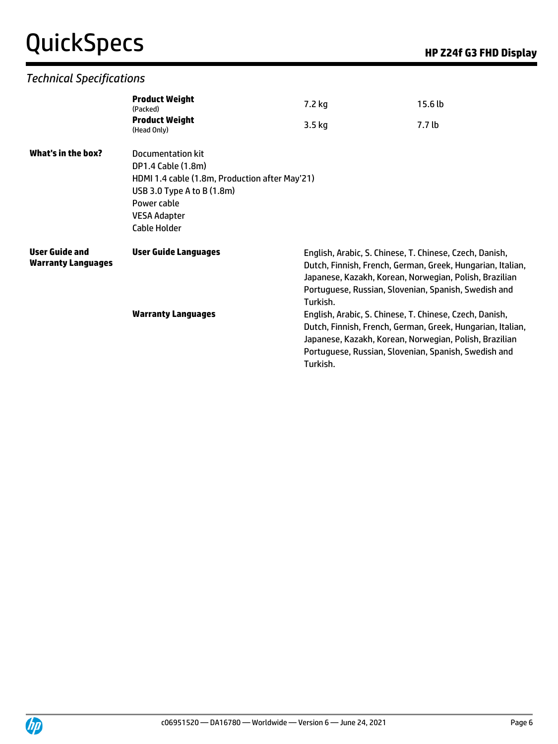## Technical Specifications

| | | | |
|---|---|---|---|
| | **Product Weight** (Packed) | 7.2 kg | 15.6 lb |
| | **Product Weight** (Head Only) | 3.5 kg | 7.7 lb |
| **What's in the box?** | Documentation kit<br>DP1.4 Cable (1.8m)<br>HDMI 1.4 cable (1.8m, Production after May'21)<br>USB 3.0 Type A to B (1.8m)<br>Power cable<br>VESA Adapter<br>Cable Holder | | |
| **User Guide and Warranty Languages** | **User Guide Languages** | English, Arabic, S. Chinese, T. Chinese, Czech, Danish, Dutch, Finnish, French, German, Greek, Hungarian, Italian, Japanese, Kazakh, Korean, Norwegian, Polish, Brazilian Portuguese, Russian, Slovenian, Spanish, Swedish and Turkish. | |
| | **Warranty Languages** | English, Arabic, S. Chinese, T. Chinese, Czech, Danish, Dutch, Finnish, French, German, Greek, Hungarian, Italian, Japanese, Kazakh, Korean, Norwegian, Polish, Brazilian Portuguese, Russian, Slovenian, Spanish, Swedish and Turkish. | |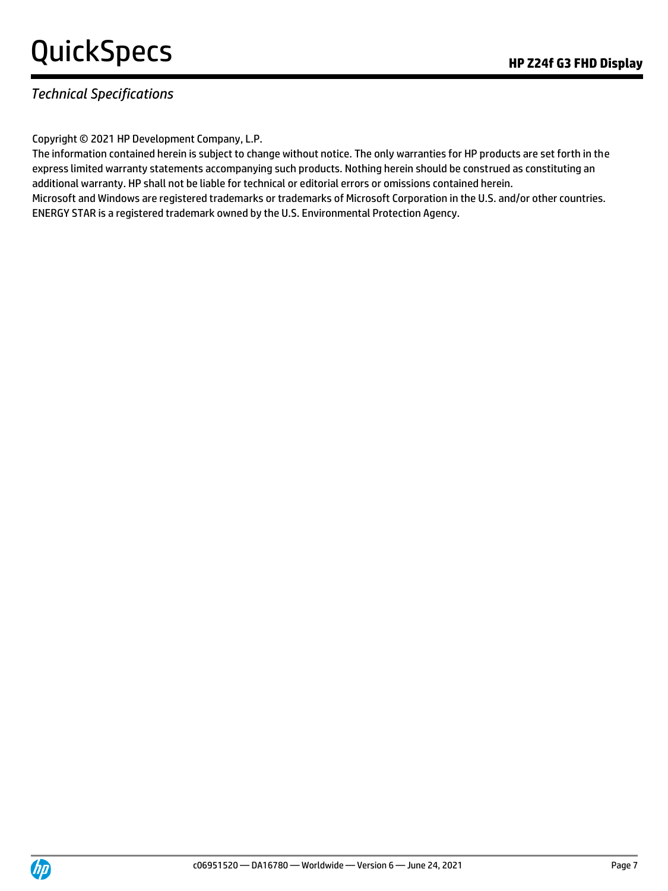*Technical Specifications*

Copyright © 2021 HP Development Company, L.P.

The information contained herein is subject to change without notice. The only warranties for HP products are set forth in the express limited warranty statements accompanying such products. Nothing herein should be construed as constituting an additional warranty. HP shall not be liable for technical or editorial errors or omissions contained herein.

Microsoft and Windows are registered trademarks or trademarks of Microsoft Corporation in the U.S. and/or other countries.

ENERGY STAR is a registered trademark owned by the U.S. Environmental Protection Agency.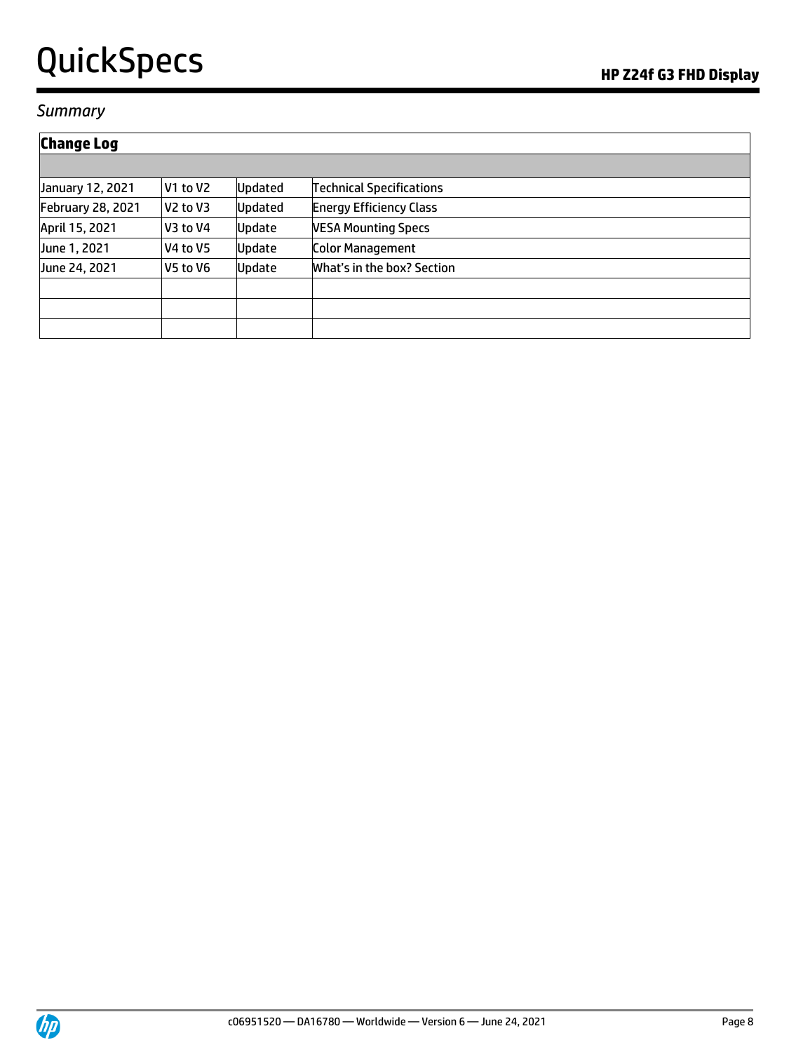*Summary*

| Change Log | | | |
|---|---|---|---|
| | | | |
| January 12, 2021 | V1 to V2 | Updated | Technical Specifications |
| February 28, 2021 | V2 to V3 | Updated | Energy Efficiency Class |
| April 15, 2021 | V3 to V4 | Update | VESA Mounting Specs |
| June 1, 2021 | V4 to V5 | Update | Color Management |
| June 24, 2021 | V5 to V6 | Update | What's in the box? Section |
| | | | |
| | | | |
| | | | |